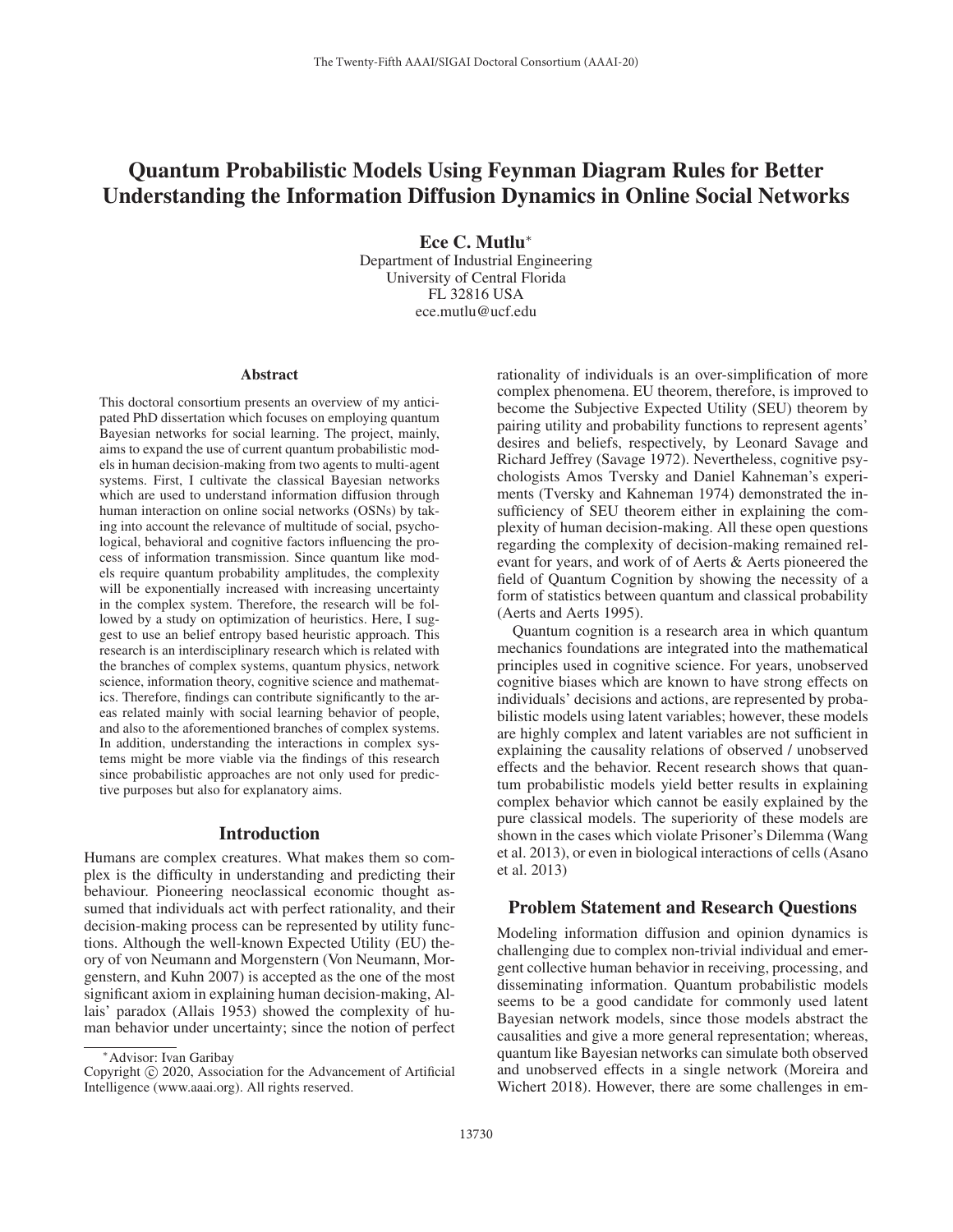# Quantum Probabilistic Models Using Feynman Diagram Rules for Better Understanding the Information Diffusion Dynamics in Online Social Networks

**Ece C. Mutlu***

Department of Industrial Engineering
University of Central Florida
FL 32816 USA
ece.mutlu@ucf.edu

## Abstract

This doctoral consortium presents an overview of my anticipated PhD dissertation which focuses on employing quantum Bayesian networks for social learning. The project, mainly, aims to expand the use of current quantum probabilistic models in human decision-making from two agents to multi-agent systems. First, I cultivate the classical Bayesian networks which are used to understand information diffusion through human interaction on online social networks (OSNs) by taking into account the relevance of multitude of social, psychological, behavioral and cognitive factors influencing the process of information transmission. Since quantum like models require quantum probability amplitudes, the complexity will be exponentially increased with increasing uncertainty in the complex system. Therefore, the research will be followed by a study on optimization of heuristics. Here, I suggest to use an belief entropy based heuristic approach. This research is an interdisciplinary research which is related with the branches of complex systems, quantum physics, network science, information theory, cognitive science and mathematics. Therefore, findings can contribute significantly to the areas related mainly with social learning behavior of people, and also to the aforementioned branches of complex systems. In addition, understanding the interactions in complex systems might be more viable via the findings of this research since probabilistic approaches are not only used for predictive purposes but also for explanatory aims.

## Introduction

Humans are complex creatures. What makes them so complex is the difficulty in understanding and predicting their behaviour. Pioneering neoclassical economic thought assumed that individuals act with perfect rationality, and their decision-making process can be represented by utility functions. Although the well-known Expected Utility (EU) theory of von Neumann and Morgenstern (Von Neumann, Morgenstern, and Kuhn 2007) is accepted as the one of the most significant axiom in explaining human decision-making, Allais' paradox (Allais 1953) showed the complexity of human behavior under uncertainty; since the notion of perfect rationality of individuals is an over-simplification of more complex phenomena. EU theorem, therefore, is improved to become the Subjective Expected Utility (SEU) theorem by pairing utility and probability functions to represent agents' desires and beliefs, respectively, by Leonard Savage and Richard Jeffrey (Savage 1972). Nevertheless, cognitive psychologists Amos Tversky and Daniel Kahneman's experiments (Tversky and Kahneman 1974) demonstrated the insufficiency of SEU theorem either in explaining the complexity of human decision-making. All these open questions regarding the complexity of decision-making remained relevant for years, and work of of Aerts & Aerts pioneered the field of Quantum Cognition by showing the necessity of a form of statistics between quantum and classical probability (Aerts and Aerts 1995).

Quantum cognition is a research area in which quantum mechanics foundations are integrated into the mathematical principles used in cognitive science. For years, unobserved cognitive biases which are known to have strong effects on individuals' decisions and actions, are represented by probabilistic models using latent variables; however, these models are highly complex and latent variables are not sufficient in explaining the causality relations of observed / unobserved effects and the behavior. Recent research shows that quantum probabilistic models yield better results in explaining complex behavior which cannot be easily explained by the pure classical models. The superiority of these models are shown in the cases which violate Prisoner's Dilemma (Wang et al. 2013), or even in biological interactions of cells (Asano et al. 2013)

## Problem Statement and Research Questions

Modeling information diffusion and opinion dynamics is challenging due to complex non-trivial individual and emergent collective human behavior in receiving, processing, and disseminating information. Quantum probabilistic models seems to be a good candidate for commonly used latent Bayesian network models, since those models abstract the causalities and give a more general representation; whereas, quantum like Bayesian networks can simulate both observed and unobserved effects in a single network (Moreira and Wichert 2018). However, there are some challenges in em-

*Advisor: Ivan Garibay

Copyright © 2020, Association for the Advancement of Artificial Intelligence (www.aaai.org). All rights reserved.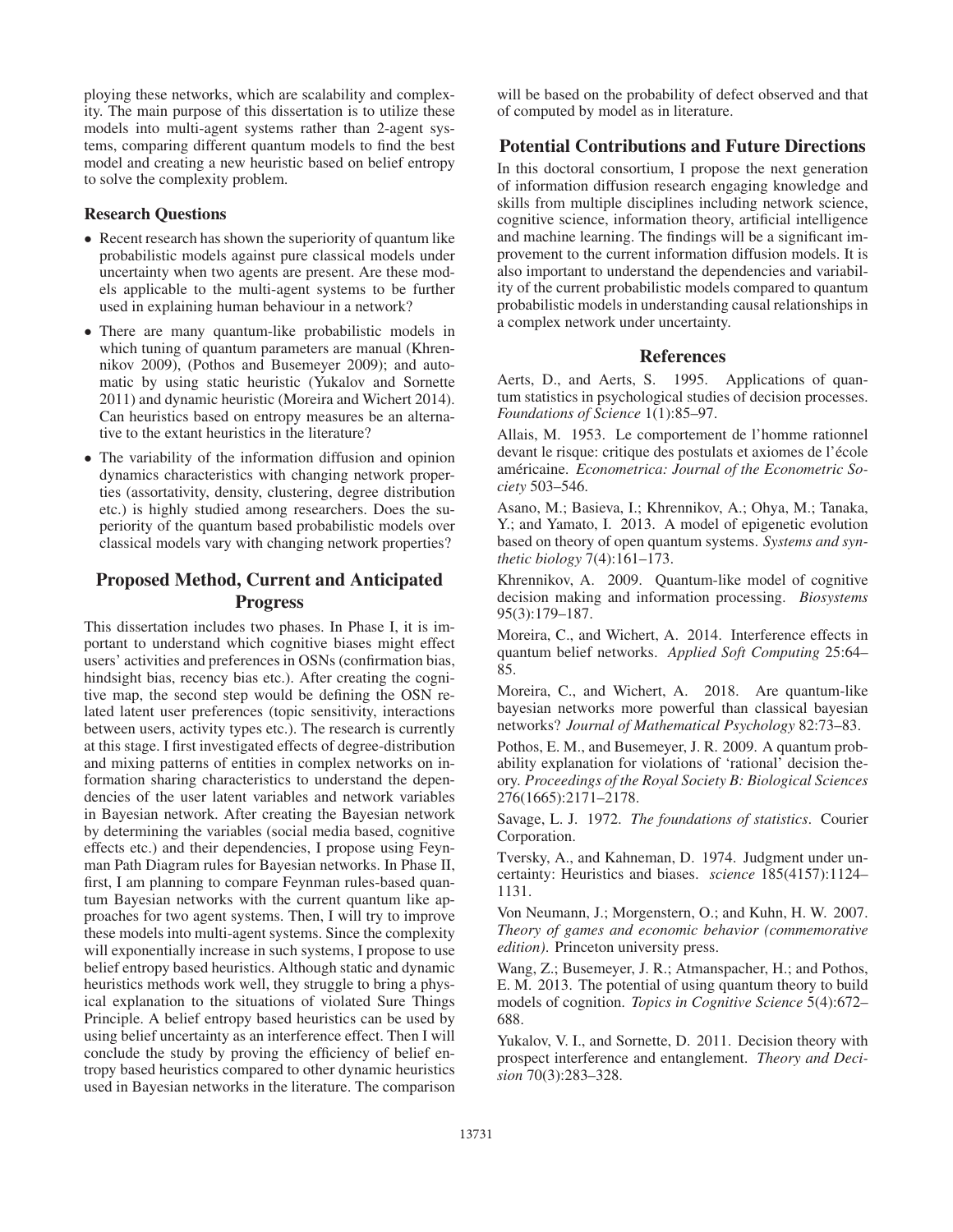ploying these networks, which are scalability and complexity. The main purpose of this dissertation is to utilize these models into multi-agent systems rather than 2-agent systems, comparing different quantum models to find the best model and creating a new heuristic based on belief entropy to solve the complexity problem.

### Research Questions

- Recent research has shown the superiority of quantum like probabilistic models against pure classical models under uncertainty when two agents are present. Are these models applicable to the multi-agent systems to be further used in explaining human behaviour in a network?
- There are many quantum-like probabilistic models in which tuning of quantum parameters are manual (Khrennikov 2009), (Pothos and Busemeyer 2009); and automatic by using static heuristic (Yukalov and Sornette 2011) and dynamic heuristic (Moreira and Wichert 2014). Can heuristics based on entropy measures be an alternative to the extant heuristics in the literature?
- The variability of the information diffusion and opinion dynamics characteristics with changing network properties (assortativity, density, clustering, degree distribution etc.) is highly studied among researchers. Does the superiority of the quantum based probabilistic models over classical models vary with changing network properties?

## Proposed Method, Current and Anticipated Progress

This dissertation includes two phases. In Phase I, it is important to understand which cognitive biases might effect users' activities and preferences in OSNs (confirmation bias, hindsight bias, recency bias etc.). After creating the cognitive map, the second step would be defining the OSN related latent user preferences (topic sensitivity, interactions between users, activity types etc.). The research is currently at this stage. I first investigated effects of degree-distribution and mixing patterns of entities in complex networks on information sharing characteristics to understand the dependencies of the user latent variables and network variables in Bayesian network. After creating the Bayesian network by determining the variables (social media based, cognitive effects etc.) and their dependencies, I propose using Feynman Path Diagram rules for Bayesian networks. In Phase II, first, I am planning to compare Feynman rules-based quantum Bayesian networks with the current quantum like approaches for two agent systems. Then, I will try to improve these models into multi-agent systems. Since the complexity will exponentially increase in such systems, I propose to use belief entropy based heuristics. Although static and dynamic heuristics methods work well, they struggle to bring a physical explanation to the situations of violated Sure Things Principle. A belief entropy based heuristics can be used by using belief uncertainty as an interference effect. Then I will conclude the study by proving the efficiency of belief entropy based heuristics compared to other dynamic heuristics used in Bayesian networks in the literature. The comparison will be based on the probability of defect observed and that of computed by model as in literature.

## Potential Contributions and Future Directions

In this doctoral consortium, I propose the next generation of information diffusion research engaging knowledge and skills from multiple disciplines including network science, cognitive science, information theory, artificial intelligence and machine learning. The findings will be a significant improvement to the current information diffusion models. It is also important to understand the dependencies and variability of the current probabilistic models compared to quantum probabilistic models in understanding causal relationships in a complex network under uncertainty.

## References

Aerts, D., and Aerts, S. 1995. Applications of quantum statistics in psychological studies of decision processes. *Foundations of Science* 1(1):85–97.

Allais, M. 1953. Le comportement de l'homme rationnel devant le risque: critique des postulats et axiomes de l'école américaine. *Econometrica: Journal of the Econometric Society* 503–546.

Asano, M.; Basieva, I.; Khrennikov, A.; Ohya, M.; Tanaka, Y.; and Yamato, I. 2013. A model of epigenetic evolution based on theory of open quantum systems. *Systems and synthetic biology* 7(4):161–173.

Khrennikov, A. 2009. Quantum-like model of cognitive decision making and information processing. *Biosystems* 95(3):179–187.

Moreira, C., and Wichert, A. 2014. Interference effects in quantum belief networks. *Applied Soft Computing* 25:64–85.

Moreira, C., and Wichert, A. 2018. Are quantum-like bayesian networks more powerful than classical bayesian networks? *Journal of Mathematical Psychology* 82:73–83.

Pothos, E. M., and Busemeyer, J. R. 2009. A quantum probability explanation for violations of 'rational' decision theory. *Proceedings of the Royal Society B: Biological Sciences* 276(1665):2171–2178.

Savage, L. J. 1972. *The foundations of statistics*. Courier Corporation.

Tversky, A., and Kahneman, D. 1974. Judgment under uncertainty: Heuristics and biases. *science* 185(4157):1124–1131.

Von Neumann, J.; Morgenstern, O.; and Kuhn, H. W. 2007. *Theory of games and economic behavior (commemorative edition)*. Princeton university press.

Wang, Z.; Busemeyer, J. R.; Atmanspacher, H.; and Pothos, E. M. 2013. The potential of using quantum theory to build models of cognition. *Topics in Cognitive Science* 5(4):672–688.

Yukalov, V. I., and Sornette, D. 2011. Decision theory with prospect interference and entanglement. *Theory and Decision* 70(3):283–328.